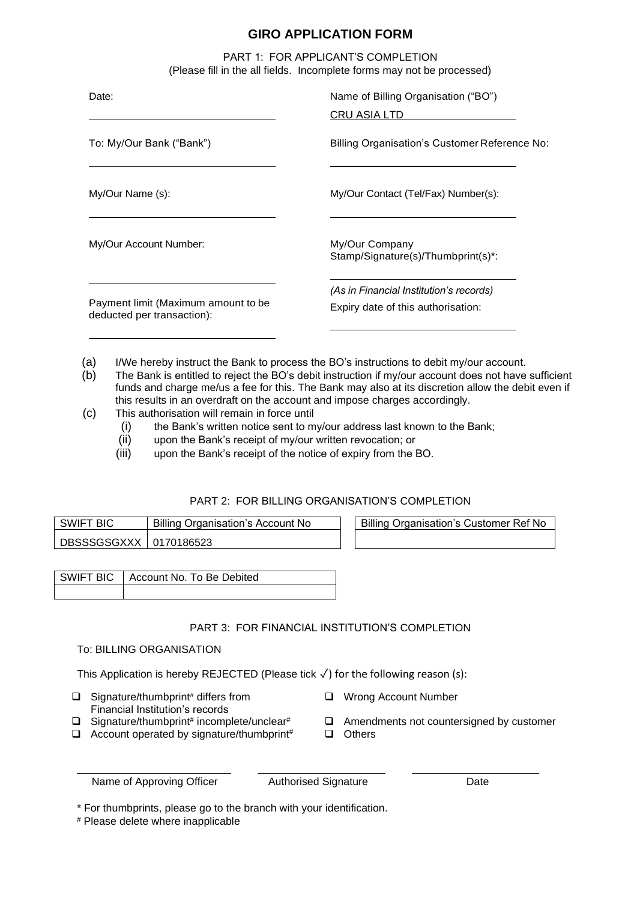# GIRO APPLICATION FORM

PART 1: FOR APPLICANT'S COMPLETION
(Please fill in the all fields. Incomplete forms may not be processed)

Date:

______________________________

Name of Billing Organisation ("BO")

CRU ASIA LTD

To: My/Our Bank ("Bank")

______________________________

Billing Organisation's Customer Reference No:

______________________________

My/Our Name (s):

______________________________

My/Our Contact (Tel/Fax) Number(s):

______________________________

My/Our Account Number:

______________________________

My/Our Company Stamp/Signature(s)/Thumbprint(s)*:

______________________________

*(As in Financial Institution's records)*

Payment limit (Maximum amount to be deducted per transaction):

______________________________

Expiry date of this authorisation:

______________________________

(a) I/We hereby instruct the Bank to process the BO's instructions to debit my/our account.

(b) The Bank is entitled to reject the BO's debit instruction if my/our account does not have sufficient funds and charge me/us a fee for this. The Bank may also at its discretion allow the debit even if this results in an overdraft on the account and impose charges accordingly.

(c) This authorisation will remain in force until
   - (i) the Bank's written notice sent to my/our address last known to the Bank;
   - (ii) upon the Bank's receipt of my/our written revocation; or
   - (iii) upon the Bank's receipt of the notice of expiry from the BO.

PART 2: FOR BILLING ORGANISATION'S COMPLETION

| SWIFT BIC | Billing Organisation's Account No |
| --- | --- |
| DBSSSGSGXXX | 0170186523 |

| Billing Organisation's Customer Ref No |
| --- |
| |

| SWIFT BIC | Account No. To Be Debited |
| --- | --- |
| | |

PART 3: FOR FINANCIAL INSTITUTION'S COMPLETION

To: BILLING ORGANISATION

This Application is hereby REJECTED (Please tick ✓) for the following reason (s):

- ❑ Signature/thumbprint# differs from Financial Institution's records
- ❑ Signature/thumbprint# incomplete/unclear#
- ❑ Account operated by signature/thumbprint#
- ❑ Wrong Account Number
- ❑ Amendments not countersigned by customer
- ❑ Others

| Name of Approving Officer | Authorised Signature | Date |
| --- | --- | --- |
| | | |

\* For thumbprints, please go to the branch with your identification.

\# Please delete where inapplicable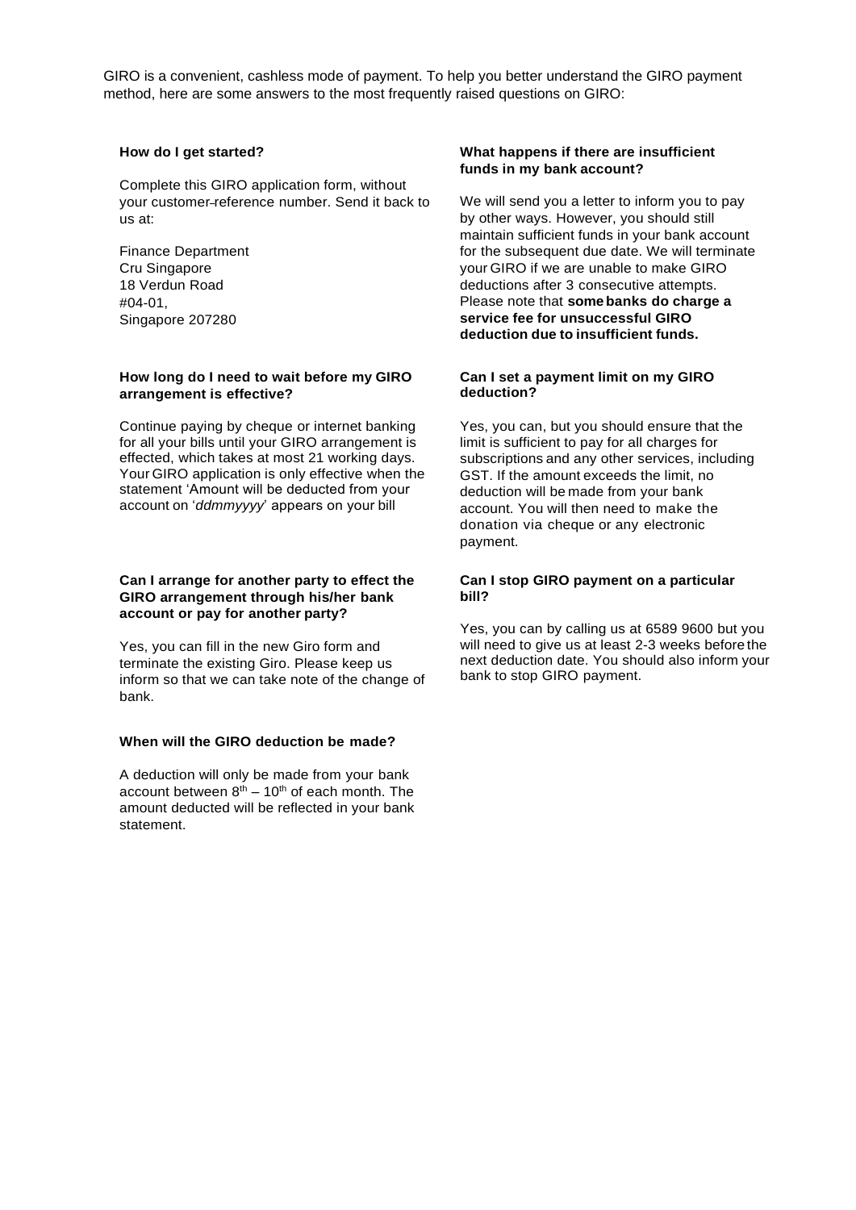GIRO is a convenient, cashless mode of payment. To help you better understand the GIRO payment method, here are some answers to the most frequently raised questions on GIRO:

**How do I get started?**

Complete this GIRO application form, without your customer-reference number. Send it back to us at:

Finance Department
Cru Singapore
18 Verdun Road
#04-01,
Singapore 207280

**How long do I need to wait before my GIRO arrangement is effective?**

Continue paying by cheque or internet banking for all your bills until your GIRO arrangement is effected, which takes at most 21 working days. Your GIRO application is only effective when the statement 'Amount will be deducted from your account on '*ddmmyyyy*' appears on your bill

**Can I arrange for another party to effect the GIRO arrangement through his/her bank account or pay for another party?**

Yes, you can fill in the new Giro form and terminate the existing Giro. Please keep us inform so that we can take note of the change of bank.

**When will the GIRO deduction be made?**

A deduction will only be made from your bank account between 8th – 10th of each month. The amount deducted will be reflected in your bank statement.

**What happens if there are insufficient funds in my bank account?**

We will send you a letter to inform you to pay by other ways. However, you should still maintain sufficient funds in your bank account for the subsequent due date. We will terminate your GIRO if we are unable to make GIRO deductions after 3 consecutive attempts. Please note that **some banks do charge a service fee for unsuccessful GIRO deduction due to insufficient funds.**

**Can I set a payment limit on my GIRO deduction?**

Yes, you can, but you should ensure that the limit is sufficient to pay for all charges for subscriptions and any other services, including GST. If the amount exceeds the limit, no deduction will be made from your bank account. You will then need to make the donation via cheque or any electronic payment.

**Can I stop GIRO payment on a particular bill?**

Yes, you can by calling us at 6589 9600 but you will need to give us at least 2-3 weeks before the next deduction date. You should also inform your bank to stop GIRO payment.